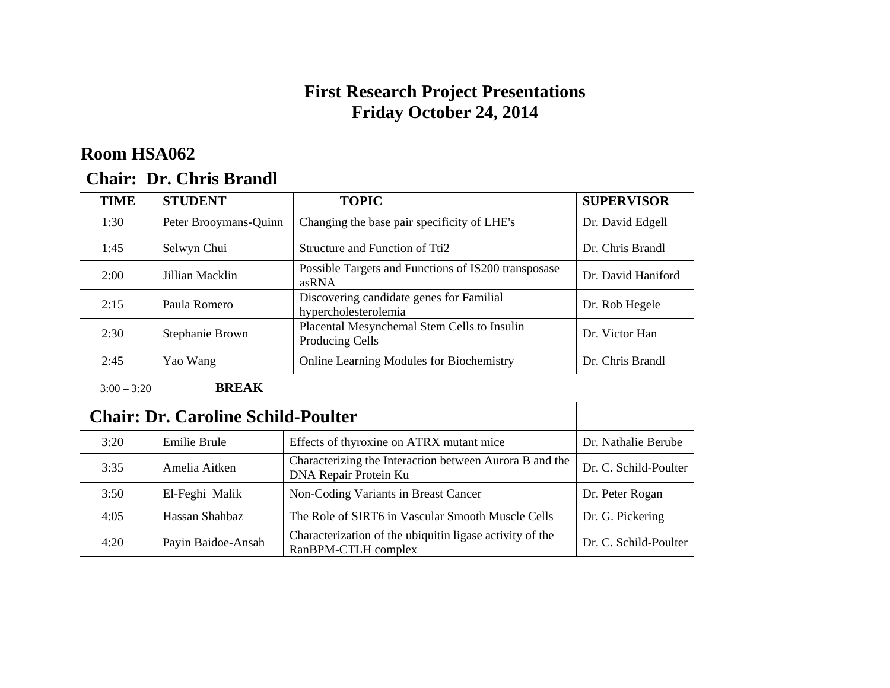# First Research Project Presentations
# Friday October 24, 2014

## Room HSA062

| Chair: Dr. Chris Brandl | | | |
|---|---|---|---|
| **TIME** | **STUDENT** | **TOPIC** | **SUPERVISOR** |
| 1:30 | Peter Brooymans-Quinn | Changing the base pair specificity of LHE's | Dr. David Edgell |
| 1:45 | Selwyn Chui | Structure and Function of Tti2 | Dr. Chris Brandl |
| 2:00 | Jillian Macklin | Possible Targets and Functions of IS200 transposase asRNA | Dr. David Haniford |
| 2:15 | Paula Romero | Discovering candidate genes for Familial hypercholesterolemia | Dr. Rob Hegele |
| 2:30 | Stephanie Brown | Placental Mesynchemal Stem Cells to Insulin Producing Cells | Dr. Victor Han |
| 2:45 | Yao Wang | Online Learning Modules for Biochemistry | Dr. Chris Brandl |
| 3:00 – 3:20 | **BREAK** | | |
| **Chair: Dr. Caroline Schild-Poulter** | | | |
| 3:20 | Emilie Brule | Effects of thyroxine on ATRX mutant mice | Dr. Nathalie Berube |
| 3:35 | Amelia Aitken | Characterizing the Interaction between Aurora B and the DNA Repair Protein Ku | Dr. C. Schild-Poulter |
| 3:50 | El-Feghi Malik | Non-Coding Variants in Breast Cancer | Dr. Peter Rogan |
| 4:05 | Hassan Shahbaz | The Role of SIRT6 in Vascular Smooth Muscle Cells | Dr. G. Pickering |
| 4:20 | Payin Baidoe-Ansah | Characterization of the ubiquitin ligase activity of the RanBPM-CTLH complex | Dr. C. Schild-Poulter |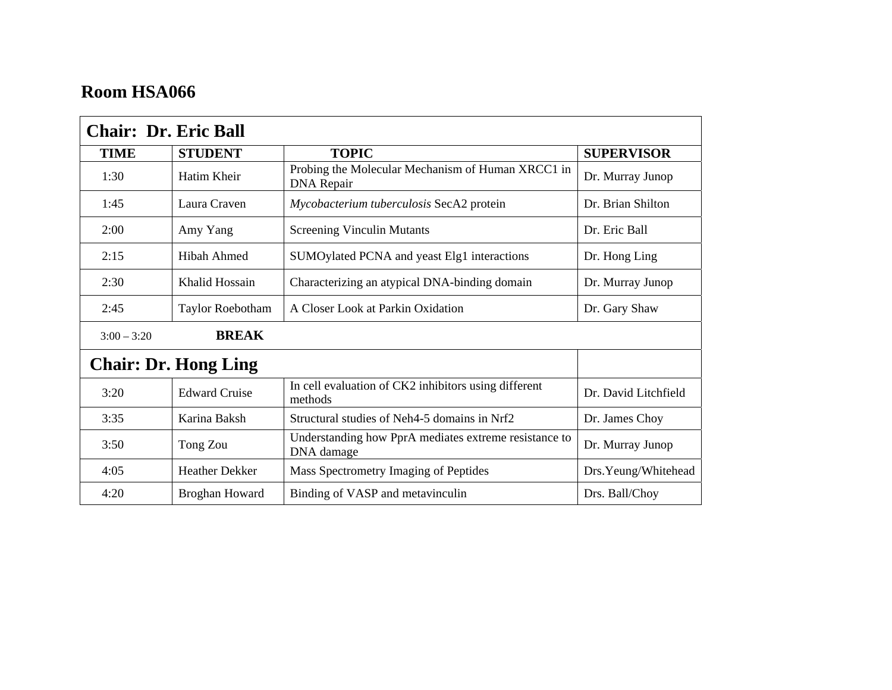## Room HSA066

| Chair: Dr. Eric Ball | | | |
|---|---|---|---|
| **TIME** | **STUDENT** | **TOPIC** | **SUPERVISOR** |
| 1:30 | Hatim Kheir | Probing the Molecular Mechanism of Human XRCC1 in DNA Repair | Dr. Murray Junop |
| 1:45 | Laura Craven | *Mycobacterium tuberculosis* SecA2 protein | Dr. Brian Shilton |
| 2:00 | Amy Yang | Screening Vinculin Mutants | Dr. Eric Ball |
| 2:15 | Hibah Ahmed | SUMOylated PCNA and yeast Elg1 interactions | Dr. Hong Ling |
| 2:30 | Khalid Hossain | Characterizing an atypical DNA-binding domain | Dr. Murray Junop |
| 2:45 | Taylor Roebotham | A Closer Look at Parkin Oxidation | Dr. Gary Shaw |
| 3:00 – 3:20 | **BREAK** | | |
| **Chair: Dr. Hong Ling** | | | |
| 3:20 | Edward Cruise | In cell evaluation of CK2 inhibitors using different methods | Dr. David Litchfield |
| 3:35 | Karina Baksh | Structural studies of Neh4-5 domains in Nrf2 | Dr. James Choy |
| 3:50 | Tong Zou | Understanding how PprA mediates extreme resistance to DNA damage | Dr. Murray Junop |
| 4:05 | Heather Dekker | Mass Spectrometry Imaging of Peptides | Drs.Yeung/Whitehead |
| 4:20 | Broghan Howard | Binding of VASP and metavinculin | Drs. Ball/Choy |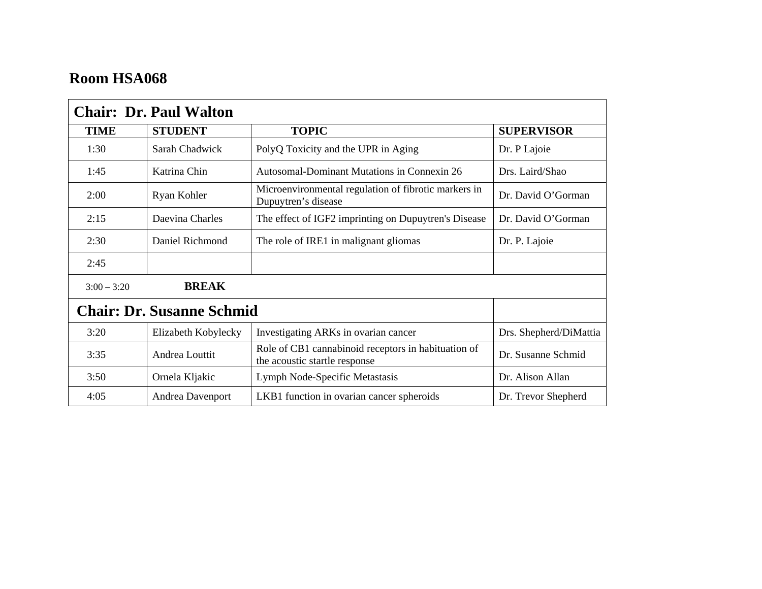## Room HSA068

| Chair: Dr. Paul Walton | | | |
|---|---|---|---|
| **TIME** | **STUDENT** | **TOPIC** | **SUPERVISOR** |
| 1:30 | Sarah Chadwick | PolyQ Toxicity and the UPR in Aging | Dr. P Lajoie |
| 1:45 | Katrina Chin | Autosomal-Dominant Mutations in Connexin 26 | Drs. Laird/Shao |
| 2:00 | Ryan Kohler | Microenvironmental regulation of fibrotic markers in Dupuytren's disease | Dr. David O'Gorman |
| 2:15 | Daevina Charles | The effect of IGF2 imprinting on Dupuytren's Disease | Dr. David O'Gorman |
| 2:30 | Daniel Richmond | The role of IRE1 in malignant gliomas | Dr. P. Lajoie |
| 2:45 | | | |
| 3:00 – 3:20 | **BREAK** | | |
| **Chair: Dr. Susanne Schmid** | | | |
| 3:20 | Elizabeth Kobylecky | Investigating ARKs in ovarian cancer | Drs. Shepherd/DiMattia |
| 3:35 | Andrea Louttit | Role of CB1 cannabinoid receptors in habituation of the acoustic startle response | Dr. Susanne Schmid |
| 3:50 | Ornela Kljakic | Lymph Node-Specific Metastasis | Dr. Alison Allan |
| 4:05 | Andrea Davenport | LKB1 function in ovarian cancer spheroids | Dr. Trevor Shepherd |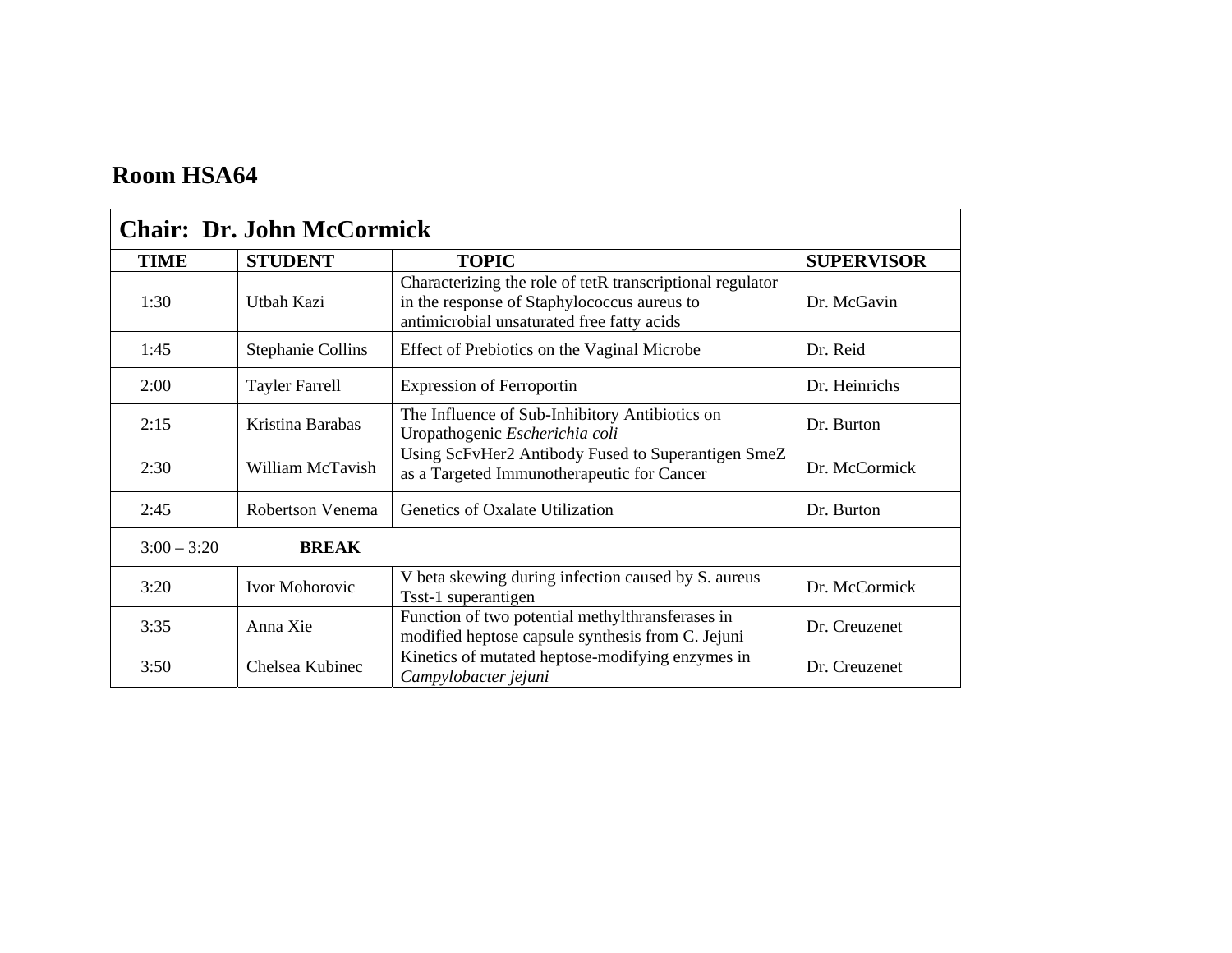## Room HSA64

| Chair: Dr. John McCormick | | | |
|---|---|---|---|
| **TIME** | **STUDENT** | **TOPIC** | **SUPERVISOR** |
| 1:30 | Utbah Kazi | Characterizing the role of tetR transcriptional regulator in the response of Staphylococcus aureus to antimicrobial unsaturated free fatty acids | Dr. McGavin |
| 1:45 | Stephanie Collins | Effect of Prebiotics on the Vaginal Microbe | Dr. Reid |
| 2:00 | Tayler Farrell | Expression of Ferroportin | Dr. Heinrichs |
| 2:15 | Kristina Barabas | The Influence of Sub-Inhibitory Antibiotics on Uropathogenic *Escherichia coli* | Dr. Burton |
| 2:30 | William McTavish | Using ScFvHer2 Antibody Fused to Superantigen SmeZ as a Targeted Immunotherapeutic for Cancer | Dr. McCormick |
| 2:45 | Robertson Venema | Genetics of Oxalate Utilization | Dr. Burton |
| 3:00 – 3:20 | **BREAK** | | |
| 3:20 | Ivor Mohorovic | V beta skewing during infection caused by S. aureus Tsst-1 superantigen | Dr. McCormick |
| 3:35 | Anna Xie | Function of two potential methylthransferases in modified heptose capsule synthesis from C. Jejuni | Dr. Creuzenet |
| 3:50 | Chelsea Kubinec | Kinetics of mutated heptose-modifying enzymes in *Campylobacter jejuni* | Dr. Creuzenet |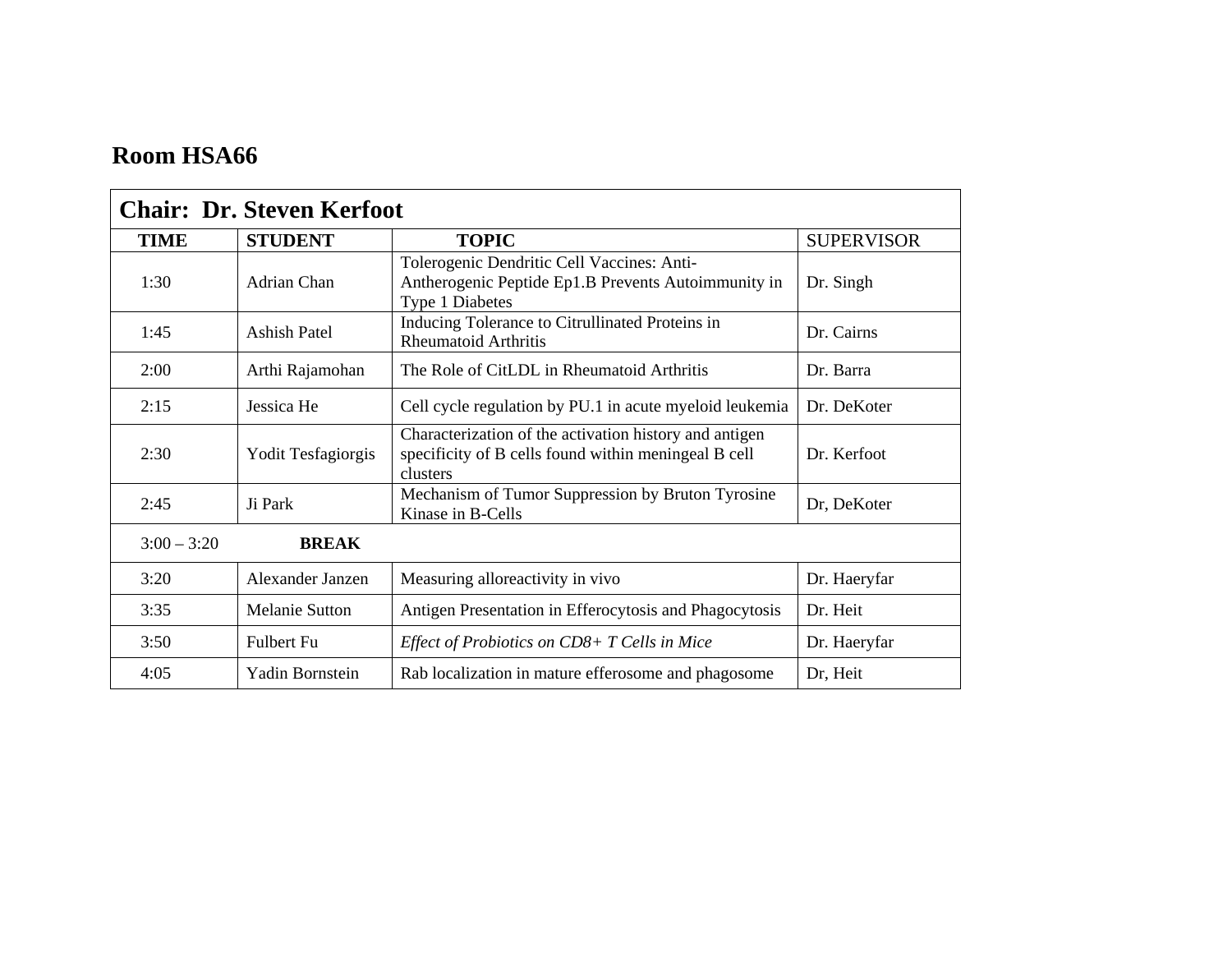## Room HSA66

| **Chair: Dr. Steven Kerfoot** | | | |
|---|---|---|---|
| **TIME** | **STUDENT** | **TOPIC** | SUPERVISOR |
| 1:30 | Adrian Chan | Tolerogenic Dendritic Cell Vaccines: Anti-Antherogenic Peptide Ep1.B Prevents Autoimmunity in Type 1 Diabetes | Dr. Singh |
| 1:45 | Ashish Patel | Inducing Tolerance to Citrullinated Proteins in Rheumatoid Arthritis | Dr. Cairns |
| 2:00 | Arthi Rajamohan | The Role of CitLDL in Rheumatoid Arthritis | Dr. Barra |
| 2:15 | Jessica He | Cell cycle regulation by PU.1 in acute myeloid leukemia | Dr. DeKoter |
| 2:30 | Yodit Tesfagiorgis | Characterization of the activation history and antigen specificity of B cells found within meningeal B cell clusters | Dr. Kerfoot |
| 2:45 | Ji Park | Mechanism of Tumor Suppression by Bruton Tyrosine Kinase in B-Cells | Dr, DeKoter |
| 3:00 – 3:20 | **BREAK** | | |
| 3:20 | Alexander Janzen | Measuring alloreactivity in vivo | Dr. Haeryfar |
| 3:35 | Melanie Sutton | Antigen Presentation in Efferocytosis and Phagocytosis | Dr. Heit |
| 3:50 | Fulbert Fu | *Effect of Probiotics on CD8+ T Cells in Mice* | Dr. Haeryfar |
| 4:05 | Yadin Bornstein | Rab localization in mature efferosome and phagosome | Dr, Heit |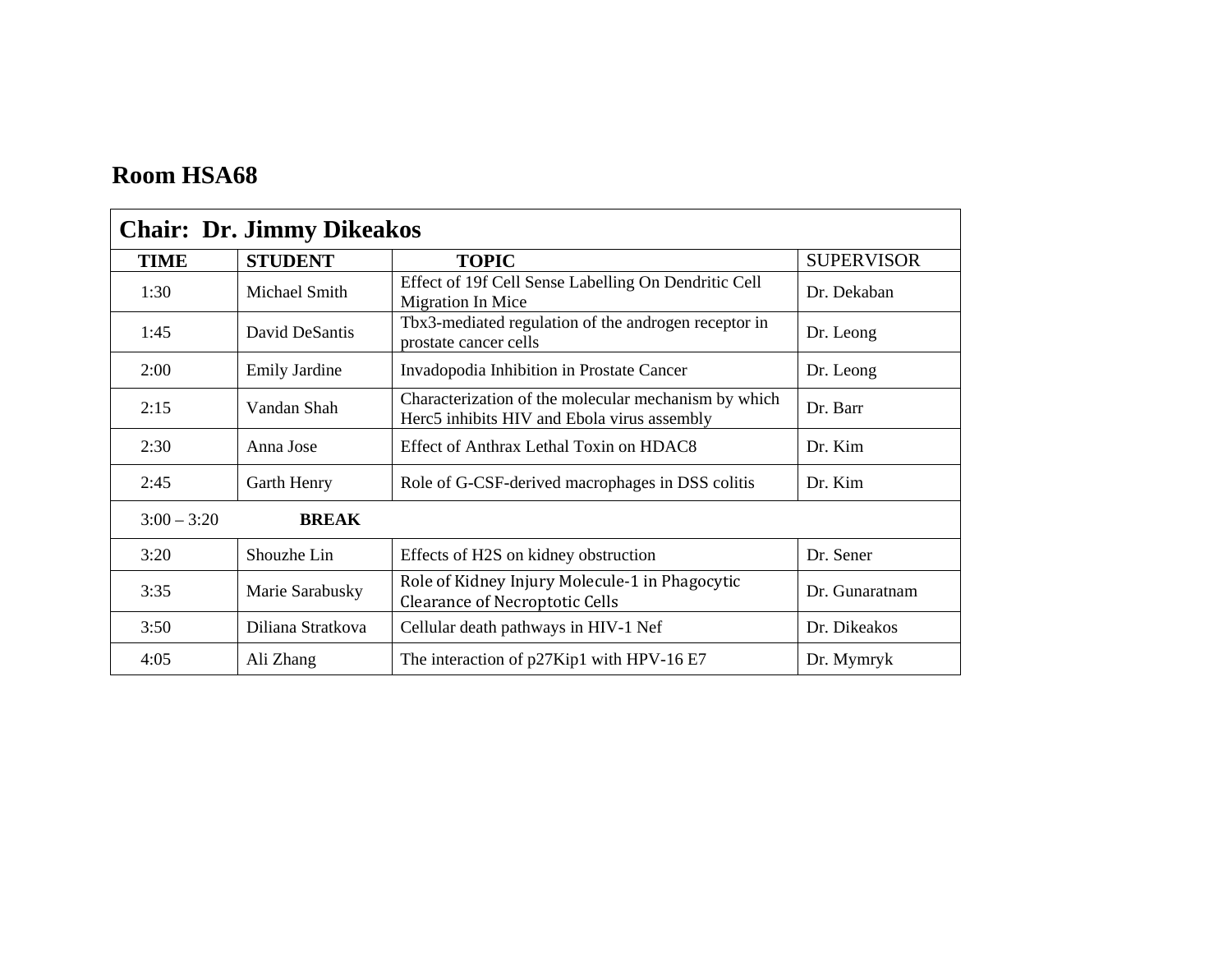## Room HSA68

| Chair: Dr. Jimmy Dikeakos | | | |
|---|---|---|---|
| **TIME** | **STUDENT** | **TOPIC** | SUPERVISOR |
| 1:30 | Michael Smith | Effect of 19f Cell Sense Labelling On Dendritic Cell Migration In Mice | Dr. Dekaban |
| 1:45 | David DeSantis | Tbx3-mediated regulation of the androgen receptor in prostate cancer cells | Dr. Leong |
| 2:00 | Emily Jardine | Invadopodia Inhibition in Prostate Cancer | Dr. Leong |
| 2:15 | Vandan Shah | Characterization of the molecular mechanism by which Herc5 inhibits HIV and Ebola virus assembly | Dr. Barr |
| 2:30 | Anna Jose | Effect of Anthrax Lethal Toxin on HDAC8 | Dr. Kim |
| 2:45 | Garth Henry | Role of G-CSF-derived macrophages in DSS colitis | Dr. Kim |
| 3:00 – 3:20 | **BREAK** | | |
| 3:20 | Shouzhe Lin | Effects of H2S on kidney obstruction | Dr. Sener |
| 3:35 | Marie Sarabusky | Role of Kidney Injury Molecule-1 in Phagocytic Clearance of Necroptotic Cells | Dr. Gunaratnam |
| 3:50 | Diliana Stratkova | Cellular death pathways in HIV-1 Nef | Dr. Dikeakos |
| 4:05 | Ali Zhang | The interaction of p27Kip1 with HPV-16 E7 | Dr. Mymryk |